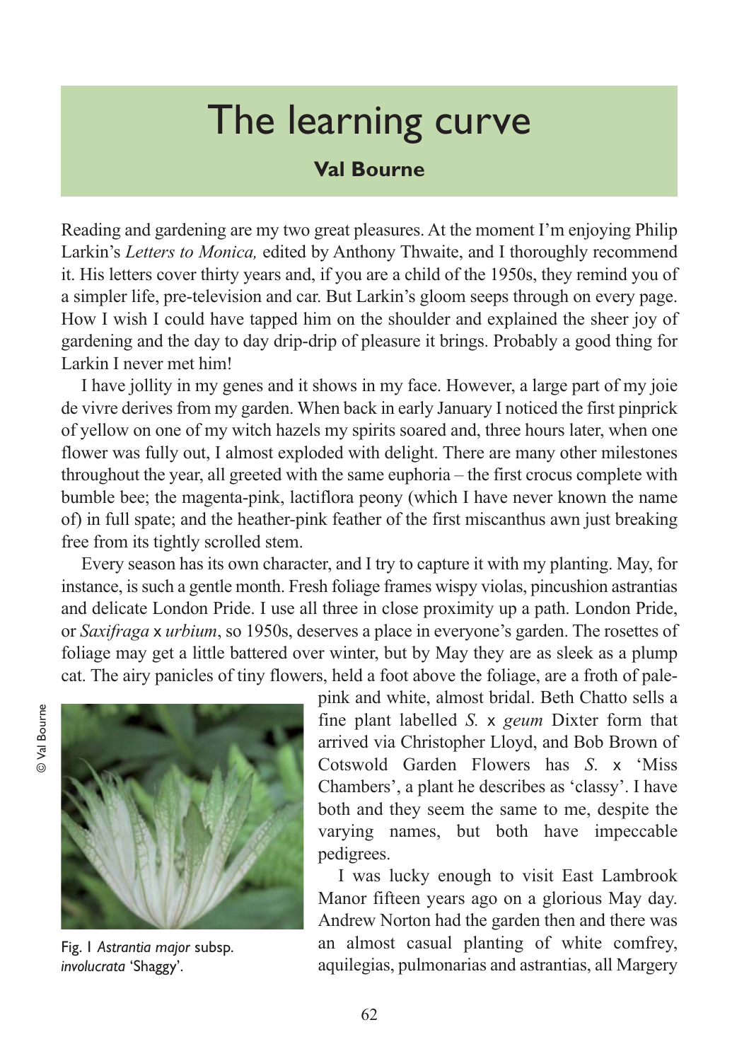# The learning curve

**Val Bourne**

Reading and gardening are my two great pleasures. At the moment I'm enjoying Philip Larkin's *Letters to Monica,* edited by Anthony Thwaite, and I thoroughly recommend it. His letters cover thirty years and, if you are a child of the 1950s, they remind you of a simpler life, pre-television and car. But Larkin's gloom seeps through on every page. How I wish I could have tapped him on the shoulder and explained the sheer joy of gardening and the day to day drip-drip of pleasure it brings. Probably a good thing for Larkin I never met him!

I have jollity in my genes and it shows in my face. However, a large part of my joie de vivre derives from my garden. When back in early January I noticed the first pinprick of yellow on one of my witch hazels my spirits soared and, three hours later, when one flower was fully out, I almost exploded with delight. There are many other milestones throughout the year, all greeted with the same euphoria – the first crocus complete with bumble bee; the magenta-pink, lactiflora peony (which I have never known the name of) in full spate; and the heather-pink feather of the first miscanthus awn just breaking free from its tightly scrolled stem.

Every season has its own character, and I try to capture it with my planting. May, for instance, is such a gentle month. Fresh foliage frames wispy violas, pincushion astrantias and delicate London Pride. I use all three in close proximity up a path. London Pride, or *Saxifraga* x *urbium*, so 1950s, deserves a place in everyone's garden. The rosettes of foliage may get a little battered over winter, but by May they are as sleek as a plump cat. The airy panicles of tiny flowers, held a foot above the foliage, are a froth of pale-pink and white, almost bridal. Beth Chatto sells a fine plant labelled *S.* x *geum* Dixter form that arrived via Christopher Lloyd, and Bob Brown of Cotswold Garden Flowers has *S.* x 'Miss Chambers', a plant he describes as 'classy'. I have both and they seem the same to me, despite the varying names, but both have impeccable pedigrees.

© Val Bourne

Fig. 1 *Astrantia major* subsp. *involucrata* 'Shaggy'.

I was lucky enough to visit East Lambrook Manor fifteen years ago on a glorious May day. Andrew Norton had the garden then and there was an almost casual planting of white comfrey, aquilegias, pulmonarias and astrantias, all Margery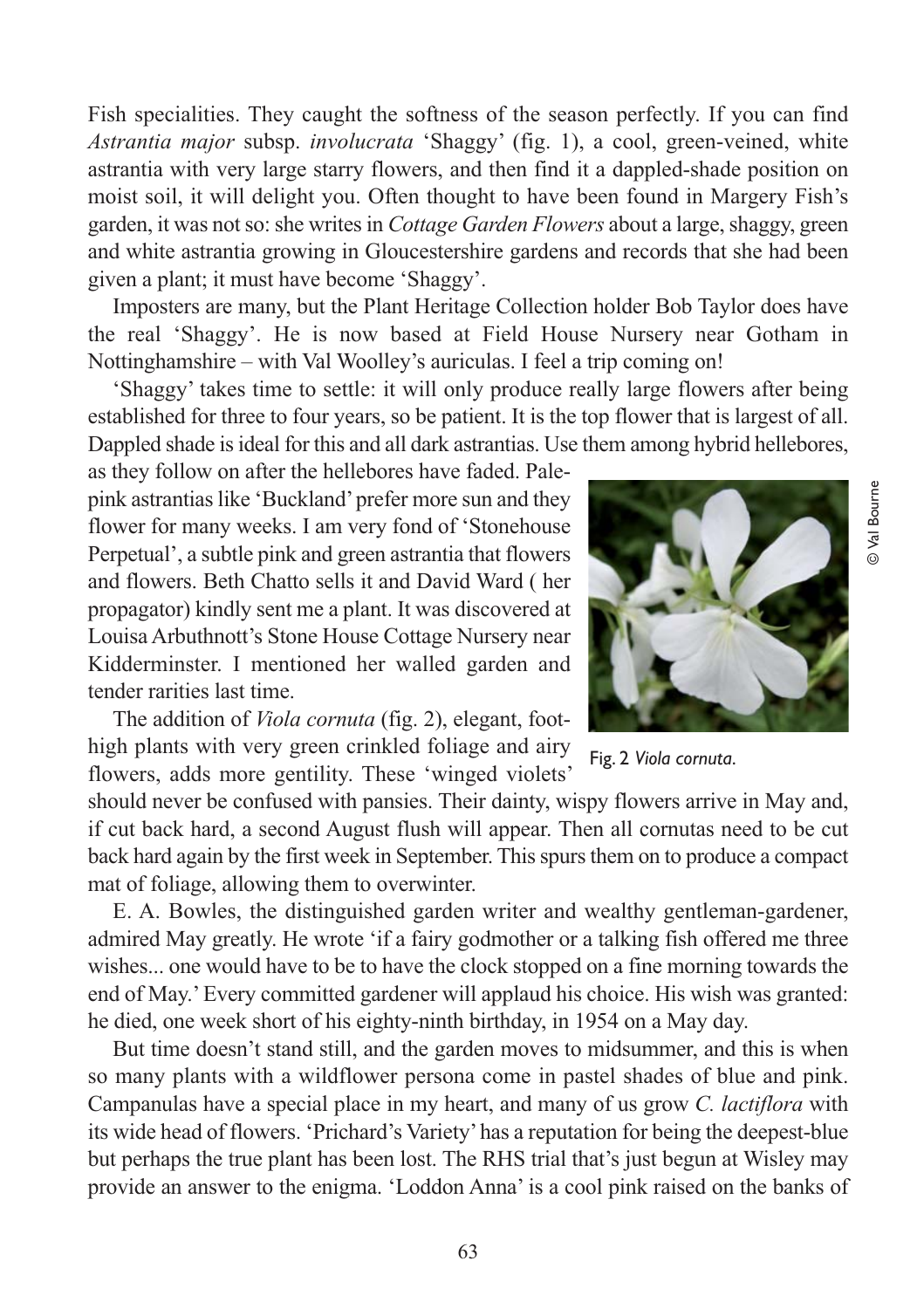Fish specialities. They caught the softness of the season perfectly. If you can find *Astrantia major* subsp. *involucrata* 'Shaggy' (fig. 1), a cool, green-veined, white astrantia with very large starry flowers, and then find it a dappled-shade position on moist soil, it will delight you. Often thought to have been found in Margery Fish's garden, it was not so: she writes in *Cottage Garden Flowers* about a large, shaggy, green and white astrantia growing in Gloucestershire gardens and records that she had been given a plant; it must have become 'Shaggy'.

Imposters are many, but the Plant Heritage Collection holder Bob Taylor does have the real 'Shaggy'. He is now based at Field House Nursery near Gotham in Nottinghamshire – with Val Woolley's auriculas. I feel a trip coming on!

'Shaggy' takes time to settle: it will only produce really large flowers after being established for three to four years, so be patient. It is the top flower that is largest of all. Dappled shade is ideal for this and all dark astrantias. Use them among hybrid hellebores, as they follow on after the hellebores have faded. Pale-pink astrantias like 'Buckland' prefer more sun and they flower for many weeks. I am very fond of 'Stonehouse Perpetual', a subtle pink and green astrantia that flowers and flowers. Beth Chatto sells it and David Ward ( her propagator) kindly sent me a plant. It was discovered at Louisa Arbuthnott's Stone House Cottage Nursery near Kidderminster. I mentioned her walled garden and tender rarities last time.

© Val Bourne

Fig. 2 *Viola cornuta*.

The addition of *Viola cornuta* (fig. 2), elegant, foot-high plants with very green crinkled foliage and airy flowers, adds more gentility. These 'winged violets' should never be confused with pansies. Their dainty, wispy flowers arrive in May and, if cut back hard, a second August flush will appear. Then all cornutas need to be cut back hard again by the first week in September. This spurs them on to produce a compact mat of foliage, allowing them to overwinter.

E. A. Bowles, the distinguished garden writer and wealthy gentleman-gardener, admired May greatly. He wrote 'if a fairy godmother or a talking fish offered me three wishes... one would have to be to have the clock stopped on a fine morning towards the end of May.' Every committed gardener will applaud his choice. His wish was granted: he died, one week short of his eighty-ninth birthday, in 1954 on a May day.

But time doesn't stand still, and the garden moves to midsummer, and this is when so many plants with a wildflower persona come in pastel shades of blue and pink. Campanulas have a special place in my heart, and many of us grow *C. lactiflora* with its wide head of flowers. 'Prichard's Variety' has a reputation for being the deepest-blue but perhaps the true plant has been lost. The RHS trial that's just begun at Wisley may provide an answer to the enigma. 'Loddon Anna' is a cool pink raised on the banks of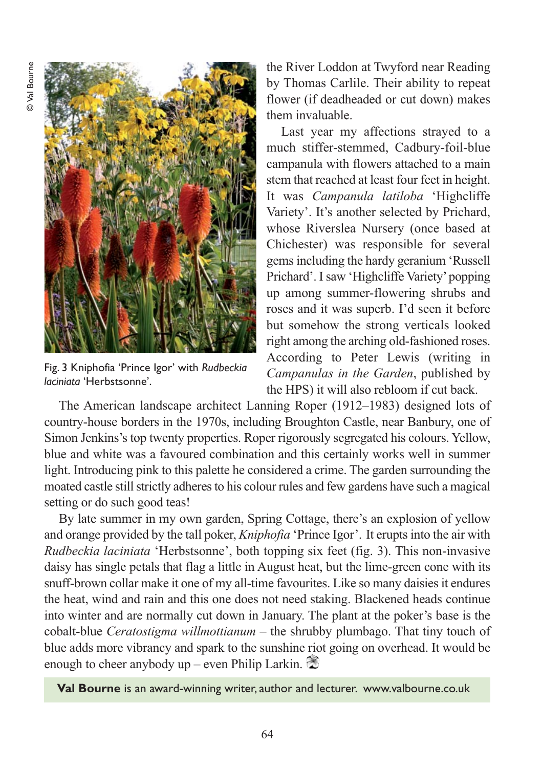the River Loddon at Twyford near Reading by Thomas Carlile. Their ability to repeat flower (if deadheaded or cut down) makes them invaluable.

Last year my affections strayed to a much stiffer-stemmed, Cadbury-foil-blue campanula with flowers attached to a main stem that reached at least four feet in height. It was *Campanula latiloba* 'Highcliffe Variety'. It's another selected by Prichard, whose Riverslea Nursery (once based at Chichester) was responsible for several gems including the hardy geranium 'Russell Prichard'. I saw 'Highcliffe Variety' popping up among summer-flowering shrubs and roses and it was superb. I'd seen it before but somehow the strong verticals looked right among the arching old-fashioned roses. According to Peter Lewis (writing in *Campanulas in the Garden*, published by the HPS) it will also rebloom if cut back.

Fig. 3 Kniphofia 'Prince Igor' with *Rudbeckia laciniata* 'Herbstsonne'.

© Val Bourne

The American landscape architect Lanning Roper (1912–1983) designed lots of country-house borders in the 1970s, including Broughton Castle, near Banbury, one of Simon Jenkins's top twenty properties. Roper rigorously segregated his colours. Yellow, blue and white was a favoured combination and this certainly works well in summer light. Introducing pink to this palette he considered a crime. The garden surrounding the moated castle still strictly adheres to his colour rules and few gardens have such a magical setting or do such good teas!

By late summer in my own garden, Spring Cottage, there's an explosion of yellow and orange provided by the tall poker, *Kniphofia* 'Prince Igor'. It erupts into the air with *Rudbeckia laciniata* 'Herbstsonne', both topping six feet (fig. 3). This non-invasive daisy has single petals that flag a little in August heat, but the lime-green cone with its snuff-brown collar make it one of my all-time favourites. Like so many daisies it endures the heat, wind and rain and this one does not need staking. Blackened heads continue into winter and are normally cut down in January. The plant at the poker's base is the cobalt-blue *Ceratostigma willmottianum* – the shrubby plumbago. That tiny touch of blue adds more vibrancy and spark to the sunshine riot going on overhead. It would be enough to cheer anybody up – even Philip Larkin.

**Val Bourne** is an award-winning writer, author and lecturer. www.valbourne.co.uk